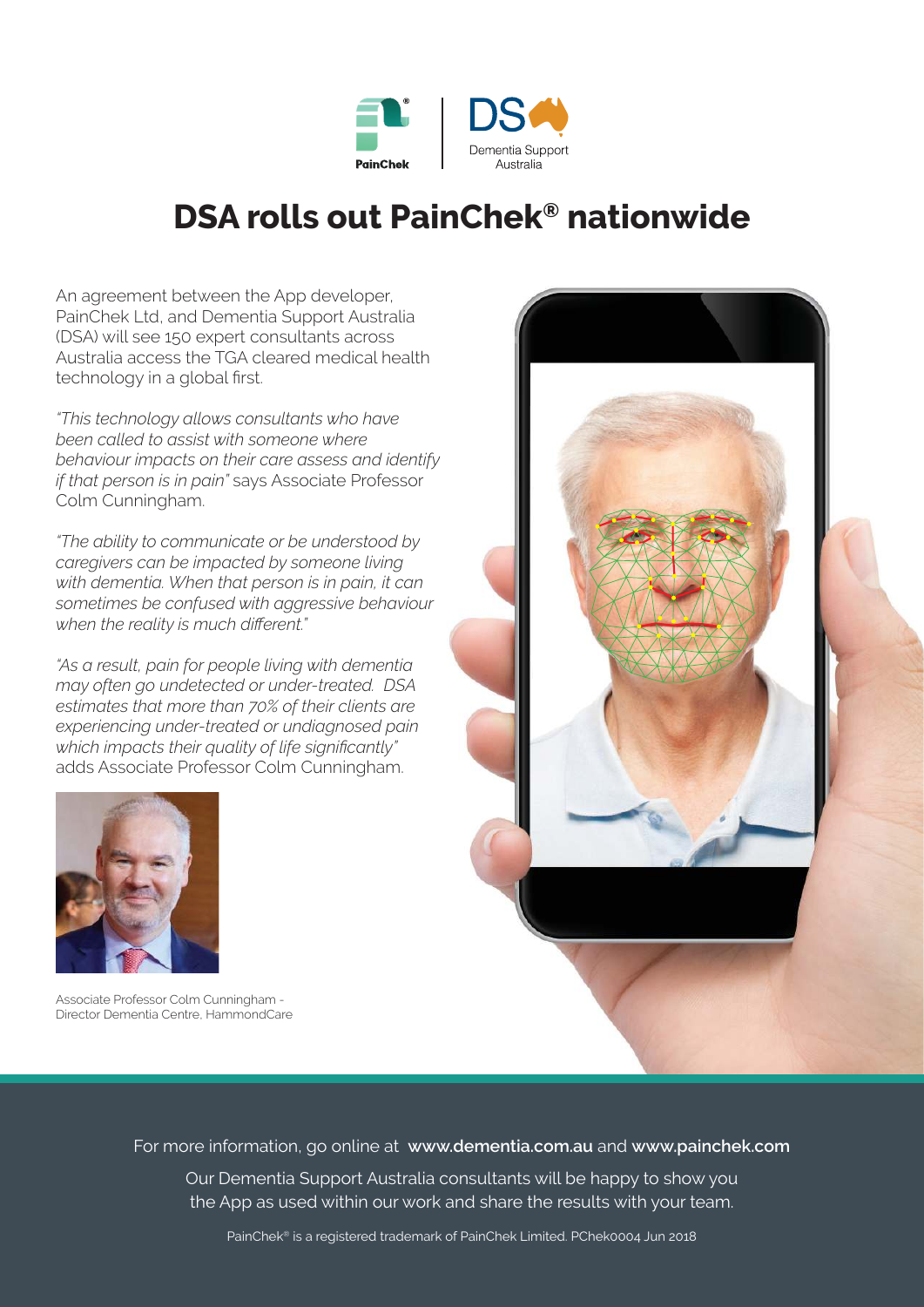# DSA rolls out PainChek® nationwide

An agreement between the App developer, PainChek Ltd, and Dementia Support Australia (DSA) will see 150 expert consultants across Australia access the TGA cleared medical health technology in a global first.

*"This technology allows consultants who have been called to assist with someone where behaviour impacts on their care assess and identify if that person is in pain"* says Associate Professor Colm Cunningham.

*"The ability to communicate or be understood by caregivers can be impacted by someone living with dementia. When that person is in pain, it can sometimes be confused with aggressive behaviour when the reality is much different."*

*"As a result, pain for people living with dementia may often go undetected or under-treated. DSA estimates that more than 70% of their clients are experiencing under-treated or undiagnosed pain which impacts their quality of life significantly"* adds Associate Professor Colm Cunningham.

Associate Professor Colm Cunningham - Director Dementia Centre, HammondCare

For more information, go online at **www.dementia.com.au** and **www.painchek.com**

Our Dementia Support Australia consultants will be happy to show you the App as used within our work and share the results with your team.

PainChek® is a registered trademark of PainChek Limited. PChek0004 Jun 2018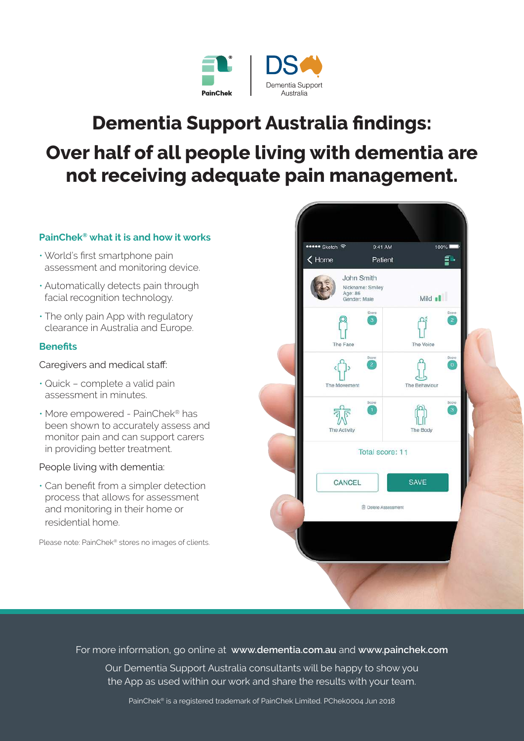PainChek® | DS Dementia Support Australia

# Dementia Support Australia findings:

# Over half of all people living with dementia are not receiving adequate pain management.

## PainChek® what it is and how it works

- World's first smartphone pain assessment and monitoring device.
- Automatically detects pain through facial recognition technology.
- The only pain App with regulatory clearance in Australia and Europe.

## Benefits

Caregivers and medical staff:

- Quick – complete a valid pain assessment in minutes.
- More empowered - PainChek® has been shown to accurately assess and monitor pain and can support carers in providing better treatment.

People living with dementia:

- Can benefit from a simpler detection process that allows for assessment and monitoring in their home or residential home.

Please note: PainChek® stores no images of clients.

For more information, go online at **www.dementia.com.au** and **www.painchek.com**

Our Dementia Support Australia consultants will be happy to show you the App as used within our work and share the results with your team.

PainChek® is a registered trademark of PainChek Limited. PChek0004 Jun 2018